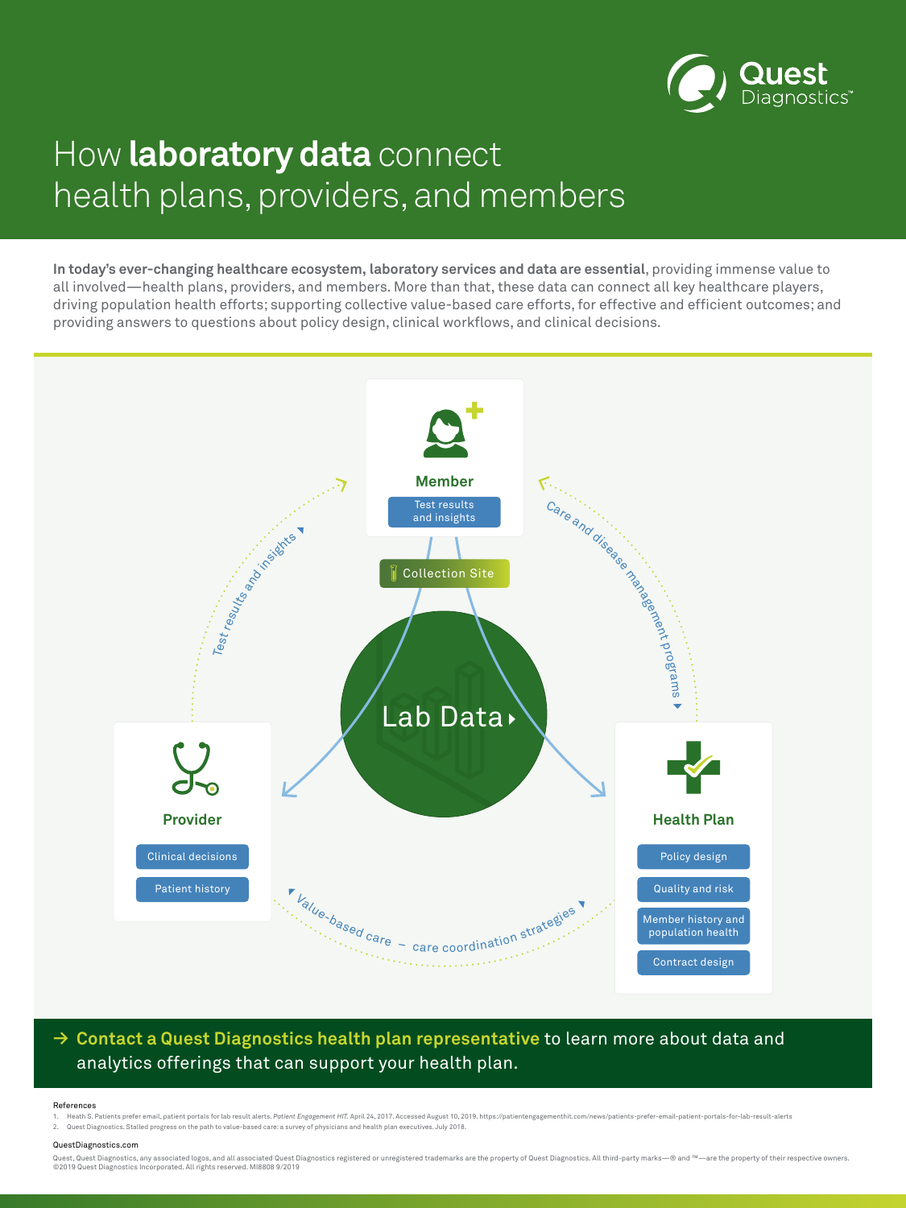# How **laboratory data** connect health plans, providers, and members

**In today's ever-changing healthcare ecosystem, laboratory services and data are essential**, providing immense value to all involved—health plans, providers, and members. More than that, these data can connect all key healthcare players, driving population health efforts; supporting collective value-based care efforts, for effective and efficient outcomes; and providing answers to questions about policy design, clinical workflows, and clinical decisions.

**Member**
- Test results and insights

Collection Site

Lab Data

**Provider**
- Clinical decisions
- Patient history

**Health Plan**
- Policy design
- Quality and risk
- Member history and population health
- Contract design

Test results and insights

Care and disease management programs

Value-based care – care coordination strategies

→ **Contact a Quest Diagnostics health plan representative** to learn more about data and analytics offerings that can support your health plan.

References
1. Heath S. Patients prefer email, patient portals for lab result alerts. *Patient Engagement HIT.* April 24, 2017. Accessed August 10, 2019. https://patientengagementhit.com/news/patients-prefer-email-patient-portals-for-lab-result-alerts
2. Quest Diagnostics. Stalled progress on the path to value-based care: a survey of physicians and health plan executives. July 2018.

QuestDiagnostics.com

Quest, Quest Diagnostics, any associated logos, and all associated Quest Diagnostics registered or unregistered trademarks are the property of Quest Diagnostics. All third-party marks—® and ™—are the property of their respective owners. ©2019 Quest Diagnostics Incorporated. All rights reserved. MI8808 9/2019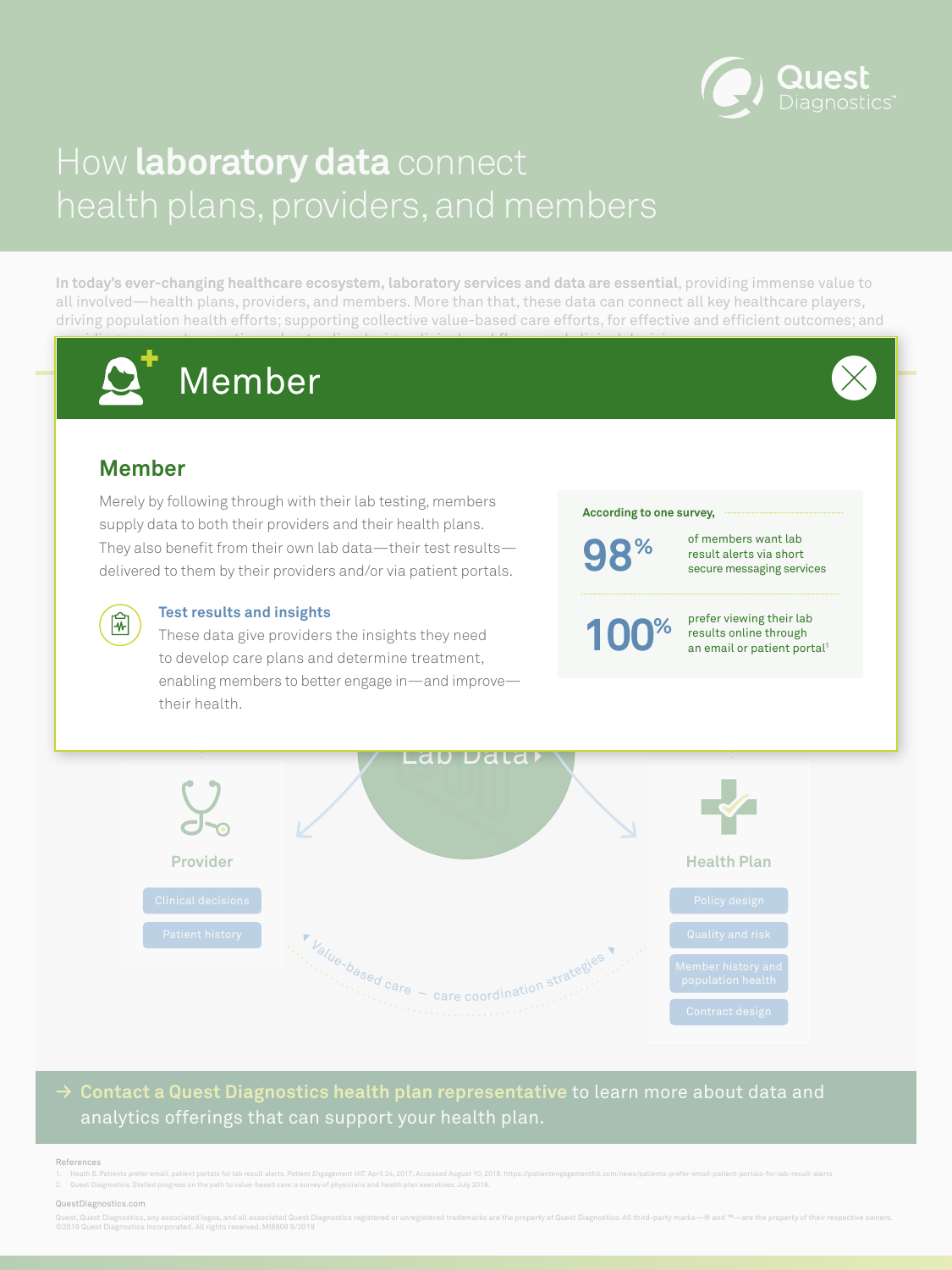# How **laboratory data** connect health plans, providers, and members

**In today's ever-changing healthcare ecosystem, laboratory services and data are essential**, providing immense value to all involved—health plans, providers, and members. More than that, these data can connect all key healthcare players, driving population health efforts; supporting collective value-based care efforts, for effective and efficient outcomes; and

## Member

### Member

Merely by following through with their lab testing, members supply data to both their providers and their health plans. They also benefit from their own lab data—their test results—delivered to them by their providers and/or via patient portals.

**Test results and insights**

These data give providers the insights they need to develop care plans and determine treatment, enabling members to better engage in—and improve—their health.

According to one survey,

**98%** of members want lab result alerts via short secure messaging services

**100%** prefer viewing their lab results online through an email or patient portal[1]

Lab Data

**Provider**

- Clinical decisions
- Patient history

**Health Plan**

- Policy design
- Quality and risk
- Member history and population health
- Contract design

Value-based care – care coordination strategies

→ **Contact a Quest Diagnostics health plan representative** to learn more about data and analytics offerings that can support your health plan.

References

1. Heath S. Patients prefer email, patient portals for lab result alerts. *Patient Engagement HIT*. April 24, 2017. Accessed August 10, 2019. https://patientengagementhit.com/news/patients-prefer-email-patient-portals-for-lab-result-alerts
2. Quest Diagnostics. Stalled progress on the path to value-based care: a survey of physicians and health plan executives. July 2018.

QuestDiagnostics.com

Quest, Quest Diagnostics, any associated logos, and all associated Quest Diagnostics registered or unregistered trademarks are the property of Quest Diagnostics. All third-party marks—® and ™—are the property of their respective owners. ©2019 Quest Diagnostics Incorporated. All rights reserved. MI8808 9/2019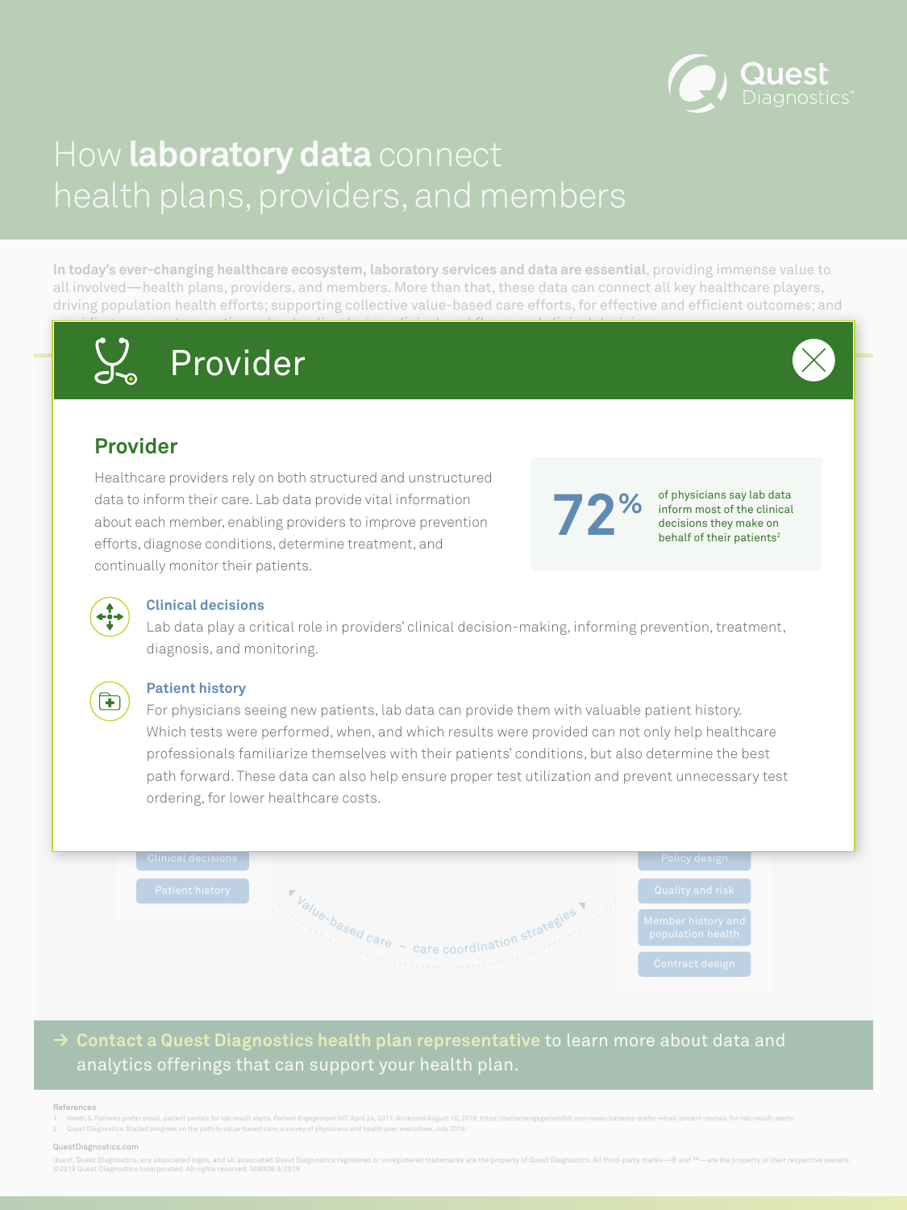# How **laboratory data** connect health plans, providers, and members

**In today's ever-changing healthcare ecosystem, laboratory services and data are essential**, providing immense value to all involved—health plans, providers, and members. More than that, these data can connect all key healthcare players, driving population health efforts; supporting collective value-based care efforts, for effective and efficient outcomes; and

## Provider

### Provider

Healthcare providers rely on both structured and unstructured data to inform their care. Lab data provide vital information about each member, enabling providers to improve prevention efforts, diagnose conditions, determine treatment, and continually monitor their patients.

**72%** of physicians say lab data inform most of the clinical decisions they make on behalf of their patients[2]

#### Clinical decisions

Lab data play a critical role in providers' clinical decision-making, informing prevention, treatment, diagnosis, and monitoring.

#### Patient history

For physicians seeing new patients, lab data can provide them with valuable patient history. Which tests were performed, when, and which results were provided can not only help healthcare professionals familiarize themselves with their patients' conditions, but also determine the best path forward. These data can also help ensure proper test utilization and prevent unnecessary test ordering, for lower healthcare costs.

Clinical decisions

Patient history

Value-based care – care coordination strategies

Policy design

Quality and risk

Member history and population health

Contract design

→ **Contact a Quest Diagnostics health plan representative** to learn more about data and analytics offerings that can support your health plan.

References

1. Heath S. Patients prefer email, patient portals for lab result alerts. *Patient Engagement HIT*. April 24, 2017. Accessed August 10, 2019. https://patientengagementhit.com/news/patients-prefer-email-patient-portals-for-lab-result-alerts
2. Quest Diagnostics. Stalled progress on the path to value-based care: a survey of physicians and health plan executives. July 2018.

QuestDiagnostics.com

Quest, Quest Diagnostics, any associated logos, and all associated Quest Diagnostics registered or unregistered trademarks are the property of Quest Diagnostics. All third-party marks—® and ™—are the property of their respective owners. ©2019 Quest Diagnostics Incorporated. All rights reserved. MI8808 9/2019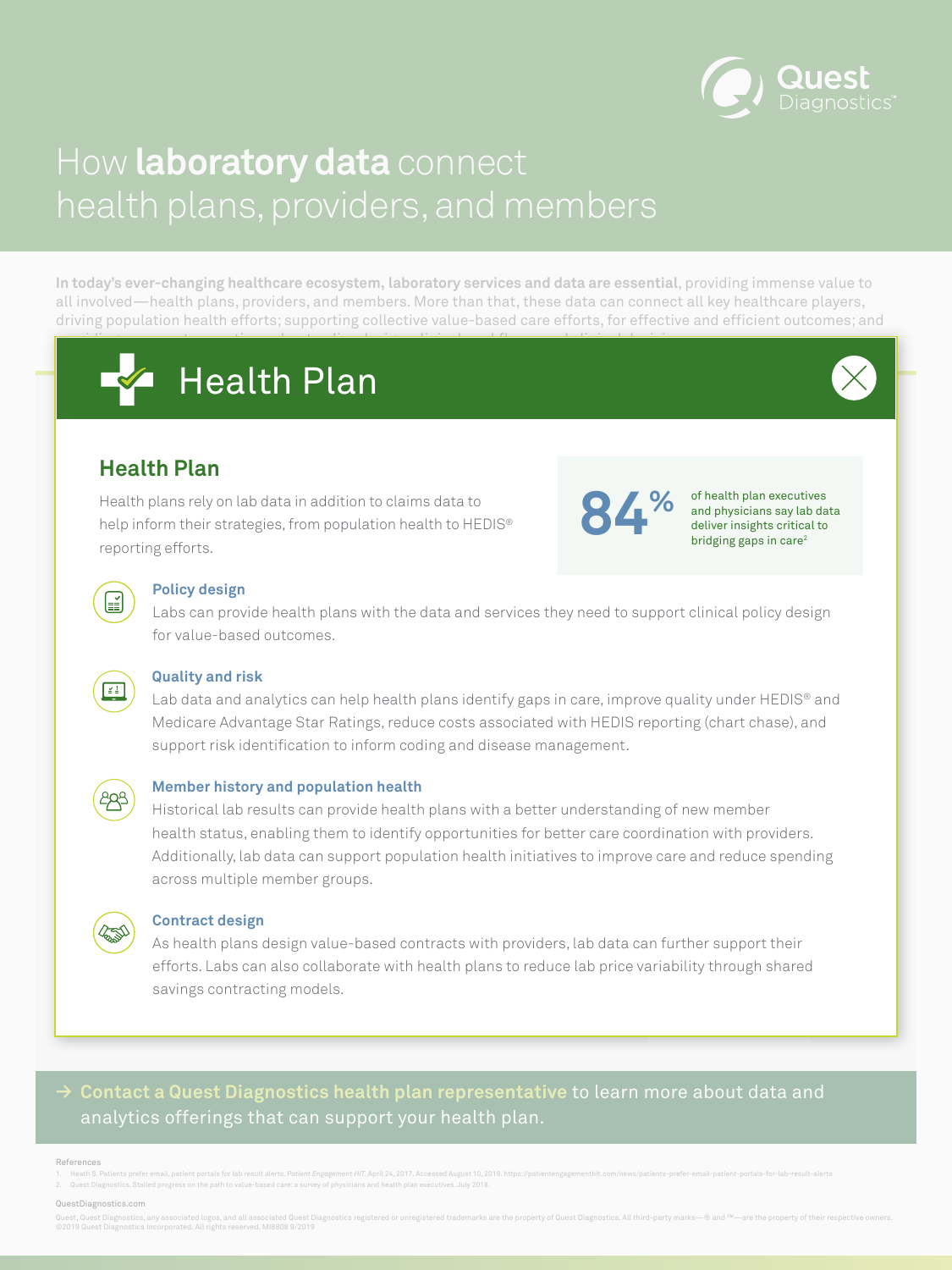# How **laboratory data** connect health plans, providers, and members

**In today's ever-changing healthcare ecosystem, laboratory services and data are essential**, providing immense value to all involved—health plans, providers, and members. More than that, these data can connect all key healthcare players, driving population health efforts; supporting collective value-based care efforts, for effective and efficient outcomes; and

## Health Plan

### Health Plan

Health plans rely on lab data in addition to claims data to help inform their strategies, from population health to HEDIS® reporting efforts.

**84%** of health plan executives and physicians say lab data deliver insights critical to bridging gaps in care[2]

#### Policy design

Labs can provide health plans with the data and services they need to support clinical policy design for value-based outcomes.

#### Quality and risk

Lab data and analytics can help health plans identify gaps in care, improve quality under HEDIS® and Medicare Advantage Star Ratings, reduce costs associated with HEDIS reporting (chart chase), and support risk identification to inform coding and disease management.

#### Member history and population health

Historical lab results can provide health plans with a better understanding of new member health status, enabling them to identify opportunities for better care coordination with providers. Additionally, lab data can support population health initiatives to improve care and reduce spending across multiple member groups.

#### Contract design

As health plans design value-based contracts with providers, lab data can further support their efforts. Labs can also collaborate with health plans to reduce lab price variability through shared savings contracting models.

→ **Contact a Quest Diagnostics health plan representative** to learn more about data and analytics offerings that can support your health plan.

References

1. Heath S. Patients prefer email, patient portals for lab result alerts. *Patient Engagement HIT*. April 24, 2017. Accessed August 10, 2019. https://patientengagementhit.com/news/patients-prefer-email-patient-portals-for-lab-result-alerts
2. Quest Diagnostics. Stalled progress on the path to value-based care: a survey of physicians and health plan executives. July 2018.

QuestDiagnostics.com

Quest, Quest Diagnostics, any associated logos, and all associated Quest Diagnostics registered or unregistered trademarks are the property of Quest Diagnostics. All third-party marks—® and ™—are the property of their respective owners. ©2019 Quest Diagnostics Incorporated. All rights reserved. MI8808 9/2019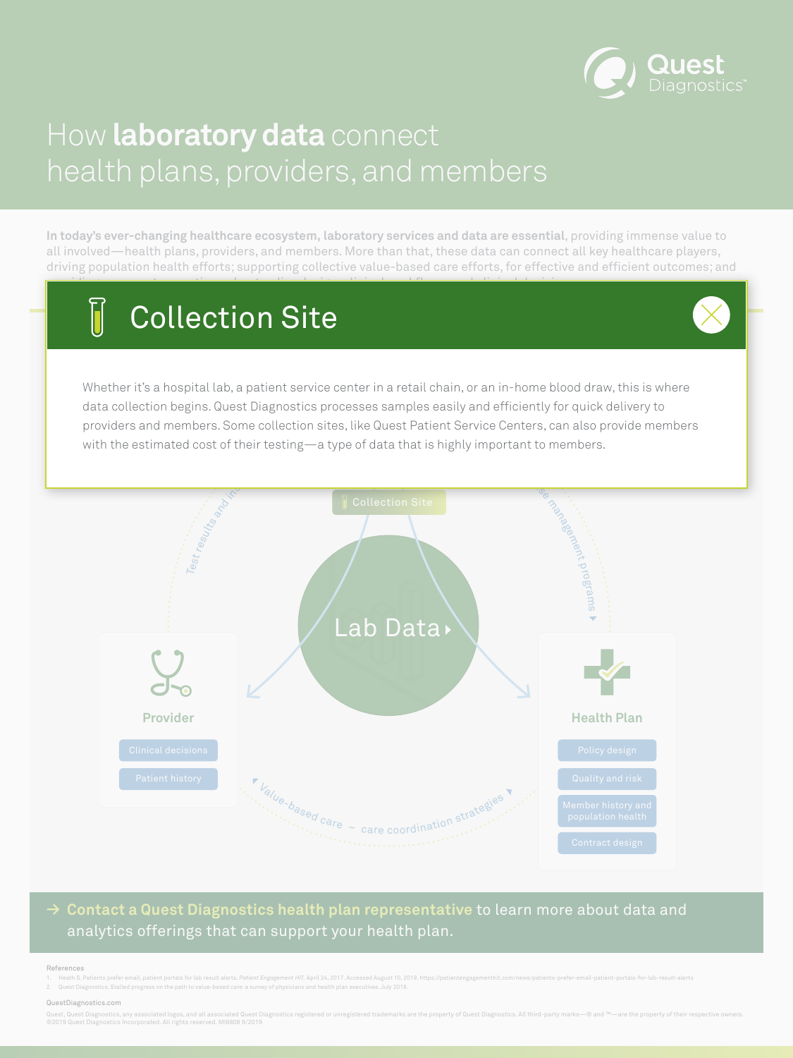# How **laboratory data** connect health plans, providers, and members

**In today's ever-changing healthcare ecosystem, laboratory services and data are essential**, providing immense value to all involved—health plans, providers, and members. More than that, these data can connect all key healthcare players, driving population health efforts; supporting collective value-based care efforts, for effective and efficient outcomes; and

## Collection Site

Whether it's a hospital lab, a patient service center in a retail chain, or an in-home blood draw, this is where data collection begins. Quest Diagnostics processes samples easily and efficiently for quick delivery to providers and members. Some collection sites, like Quest Patient Service Centers, can also provide members with the estimated cost of their testing—a type of data that is highly important to members.

Collection Site

Test results and in

se management programs

Lab Data

**Provider**

- Clinical decisions
- Patient history

**Health Plan**

- Policy design
- Quality and risk
- Member history and population health
- Contract design

Value-based care – care coordination strategies

→ **Contact a Quest Diagnostics health plan representative** to learn more about data and analytics offerings that can support your health plan.

References

1. Heath S. Patients prefer email, patient portals for lab result alerts. *Patient Engagement HIT*. April 24, 2017. Accessed August 10, 2019. https://patientengagementhit.com/news/patients-prefer-email-patient-portals-for-lab-result-alerts
2. Quest Diagnostics. Stalled progress on the path to value-based care: a survey of physicians and health plan executives. July 2018.

QuestDiagnostics.com

Quest, Quest Diagnostics, any associated logos, and all associated Quest Diagnostics registered or unregistered trademarks are the property of Quest Diagnostics. All third-party marks—® and ™—are the property of their respective owners. ©2019 Quest Diagnostics Incorporated. All rights reserved. MI8808 9/2019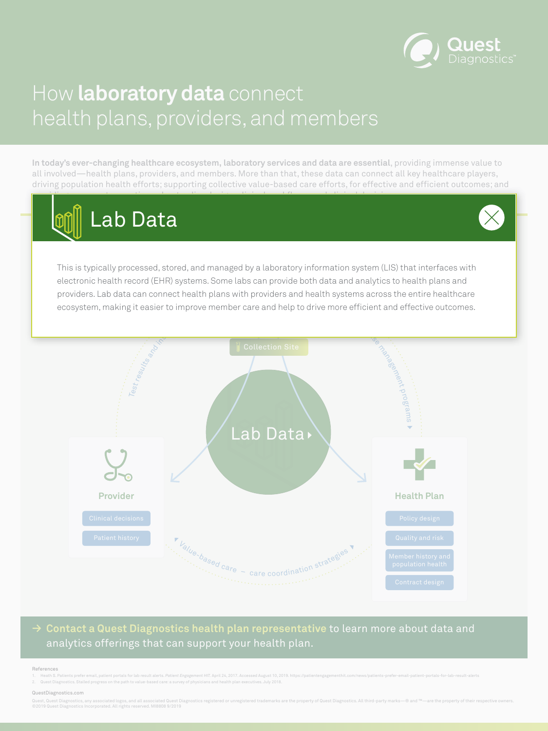# How **laboratory data** connect health plans, providers, and members

**In today's ever-changing healthcare ecosystem, laboratory services and data are essential**, providing immense value to all involved—health plans, providers, and members. More than that, these data can connect all key healthcare players, driving population health efforts; supporting collective value-based care efforts, for effective and efficient outcomes; and

## Lab Data

This is typically processed, stored, and managed by a laboratory information system (LIS) that interfaces with electronic health record (EHR) systems. Some labs can provide both data and analytics to health plans and providers. Lab data can connect health plans with providers and health systems across the entire healthcare ecosystem, making it easier to improve member care and help to drive more efficient and effective outcomes.

Collection Site

Lab Data

Test results and in...

...se management programs

**Provider**

- Clinical decisions
- Patient history

**Health Plan**

- Policy design
- Quality and risk
- Member history and population health
- Contract design

Value-based care – care coordination strategies

→ **Contact a Quest Diagnostics health plan representative** to learn more about data and analytics offerings that can support your health plan.

References

1. Heath S. Patients prefer email, patient portals for lab result alerts. *Patient Engagement HIT*. April 24, 2017. Accessed August 10, 2019. https://patientengagementhit.com/news/patients-prefer-email-patient-portals-for-lab-result-alerts
2. Quest Diagnostics. Stalled progress on the path to value-based care: a survey of physicians and health plan executives. July 2018.

QuestDiagnostics.com

Quest, Quest Diagnostics, any associated logos, and all associated Quest Diagnostics registered or unregistered trademarks are the property of Quest Diagnostics. All third-party marks—® and ™—are the property of their respective owners. ©2019 Quest Diagnostics Incorporated. All rights reserved. MI8808 9/2019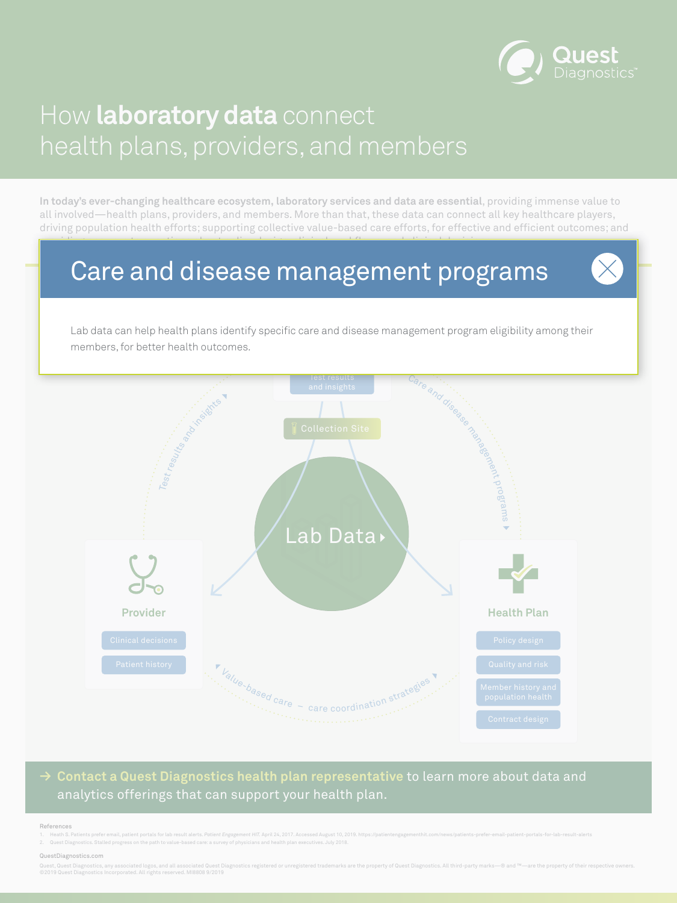# How **laboratory data** connect health plans, providers, and members

**In today's ever-changing healthcare ecosystem, laboratory services and data are essential**, providing immense value to all involved—health plans, providers, and members. More than that, these data can connect all key healthcare players, driving population health efforts; supporting collective value-based care efforts, for effective and efficient outcomes; and

## Care and disease management programs

Lab data can help health plans identify specific care and disease management program eligibility among their members, for better health outcomes.

Test results and insights

Collection Site

Lab Data

Test results and insights

Care and disease management programs

**Provider**

- Clinical decisions
- Patient history

**Health Plan**

- Policy design
- Quality and risk
- Member history and population health
- Contract design

Value-based care – care coordination strategies

→ **Contact a Quest Diagnostics health plan representative** to learn more about data and analytics offerings that can support your health plan.

References

1. Heath S. Patients prefer email, patient portals for lab result alerts. *Patient Engagement HIT*. April 24, 2017. Accessed August 10, 2019. https://patientengagementhit.com/news/patients-prefer-email-patient-portals-for-lab-result-alerts
2. Quest Diagnostics. Stalled progress on the path to value-based care: a survey of physicians and health plan executives. July 2018.

QuestDiagnostics.com

Quest, Quest Diagnostics, any associated logos, and all associated Quest Diagnostics registered or unregistered trademarks are the property of Quest Diagnostics. All third-party marks—® and ™—are the property of their respective owners. ©2019 Quest Diagnostics Incorporated. All rights reserved. MI8808 9/2019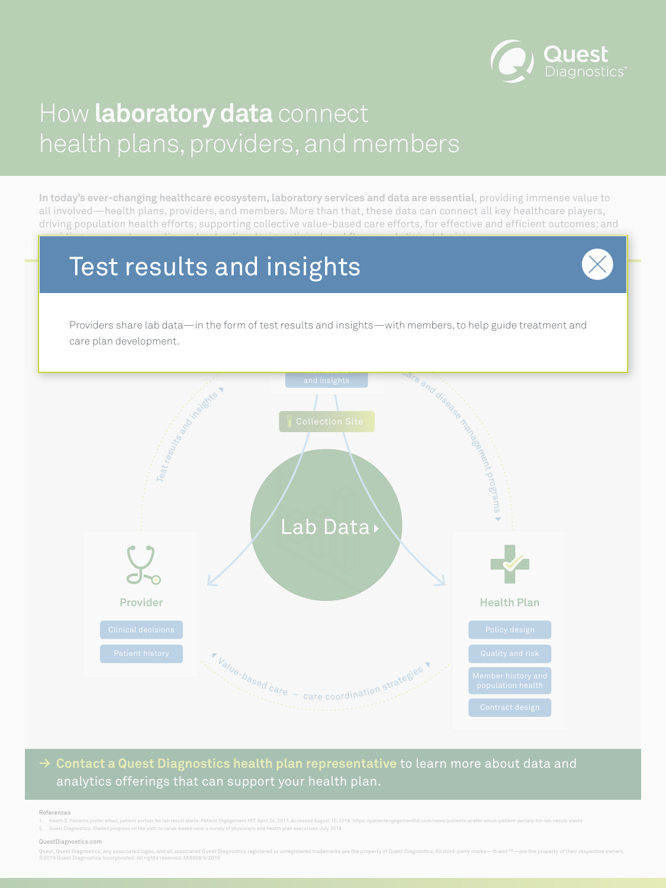# How **laboratory data** connect health plans, providers, and members

**In today's ever-changing healthcare ecosystem, laboratory services and data are essential**, providing immense value to all involved—health plans, providers, and members. More than that, these data can connect all key healthcare players, driving population health efforts; supporting collective value-based care efforts, for effective and efficient outcomes; and

## Test results and insights

Providers share lab data—in the form of test results and insights—with members, to help guide treatment and care plan development.

and insights

Collection Site

Test results and insights

Care and disease management programs

Lab Data

**Provider**

- Clinical decisions
- Patient history

**Health Plan**

- Policy design
- Quality and risk
- Member history and population health
- Contract design

Value-based care – care coordination strategies

→ **Contact a Quest Diagnostics health plan representative** to learn more about data and analytics offerings that can support your health plan.

References

1. Heath S. Patients prefer email, patient portals for lab result alerts. *Patient Engagement HIT*. April 24, 2017. Accessed August 10, 2019. https://patientengagementhit.com/news/patients-prefer-email-patient-portals-for-lab-result-alerts
2. Quest Diagnostics. Stalled progress on the path to value-based care: a survey of physicians and health plan executives. July 2018.

QuestDiagnostics.com

Quest, Quest Diagnostics, any associated logos, and all associated Quest Diagnostics registered or unregistered trademarks are the property of Quest Diagnostics. All third-party marks—® and ™—are the property of their respective owners. ©2019 Quest Diagnostics Incorporated. All rights reserved. MI8808 9/2019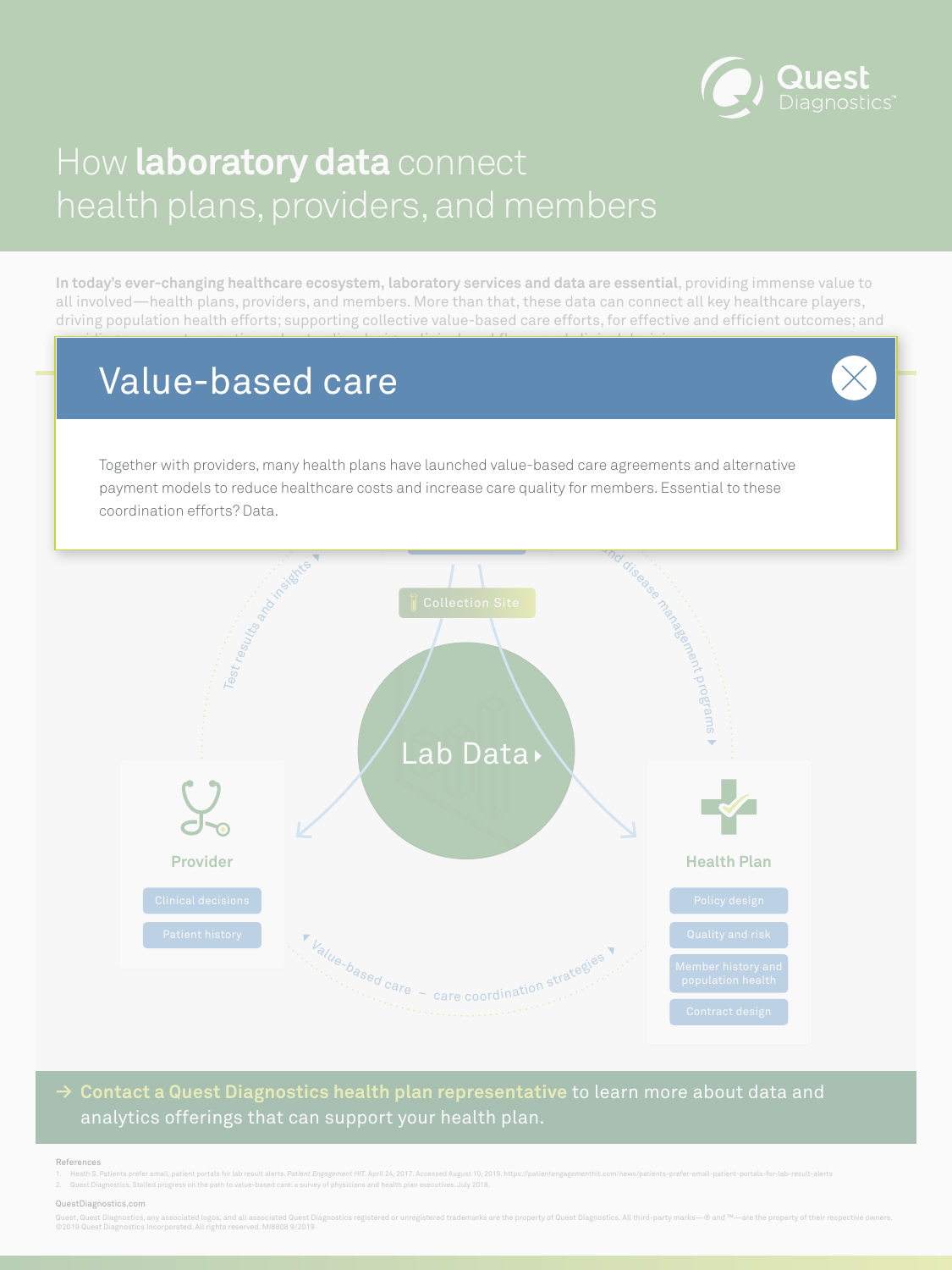# How **laboratory data** connect health plans, providers, and members

**In today's ever-changing healthcare ecosystem, laboratory services and data are essential**, providing immense value to all involved—health plans, providers, and members. More than that, these data can connect all key healthcare players, driving population health efforts; supporting collective value-based care efforts, for effective and efficient outcomes; and

## Value-based care

Together with providers, many health plans have launched value-based care agreements and alternative payment models to reduce healthcare costs and increase care quality for members. Essential to these coordination efforts? Data.

Test results and insights

and disease management programs

Collection Site

Lab Data

**Provider**

- Clinical decisions
- Patient history

**Health Plan**

- Policy design
- Quality and risk
- Member history and population health
- Contract design

Value-based care – care coordination strategies

→ **Contact a Quest Diagnostics health plan representative** to learn more about data and analytics offerings that can support your health plan.

References

1. Heath S. Patients prefer email, patient portals for lab result alerts. *Patient Engagement HIT*. April 24, 2017. Accessed August 10, 2019. https://patientengagementhit.com/news/patients-prefer-email-patient-portals-for-lab-result-alerts
2. Quest Diagnostics. Stalled progress on the path to value-based care: a survey of physicians and health plan executives. July 2018.

QuestDiagnostics.com

Quest, Quest Diagnostics, any associated logos, and all associated Quest Diagnostics registered or unregistered trademarks are the property of Quest Diagnostics. All third-party marks—® and ™—are the property of their respective owners. ©2019 Quest Diagnostics Incorporated. All rights reserved. MI8808 9/2019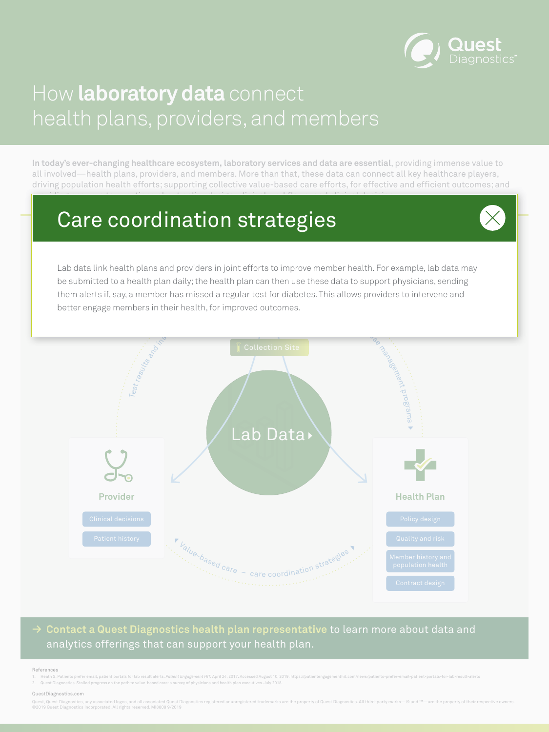# How **laboratory data** connect health plans, providers, and members

**In today's ever-changing healthcare ecosystem, laboratory services and data are essential**, providing immense value to all involved—health plans, providers, and members. More than that, these data can connect all key healthcare players, driving population health efforts; supporting collective value-based care efforts, for effective and efficient outcomes; and

## Care coordination strategies

Lab data link health plans and providers in joint efforts to improve member health. For example, lab data may be submitted to a health plan daily; the health plan can then use these data to support physicians, sending them alerts if, say, a member has missed a regular test for diabetes. This allows providers to intervene and better engage members in their health, for improved outcomes.

Collection Site

Test results and ins

se management programs

Lab Data

Provider

Clinical decisions

Patient history

Health Plan

Policy design

Quality and risk

Member history and population health

Contract design

Value-based care – care coordination strategies

→ **Contact a Quest Diagnostics health plan representative** to learn more about data and analytics offerings that can support your health plan.

References

1. Heath S. Patients prefer email, patient portals for lab result alerts. *Patient Engagement HIT*. April 24, 2017. Accessed August 10, 2019. https://patientengagementhit.com/news/patients-prefer-email-patient-portals-for-lab-result-alerts
2. Quest Diagnostics. Stalled progress on the path to value-based care: a survey of physicians and health plan executives. July 2018.

QuestDiagnostics.com

Quest, Quest Diagnostics, any associated logos, and all associated Quest Diagnostics registered or unregistered trademarks are the property of Quest Diagnostics. All third-party marks—® and ™—are the property of their respective owners. ©2019 Quest Diagnostics Incorporated. All rights reserved. MI8808 9/2019